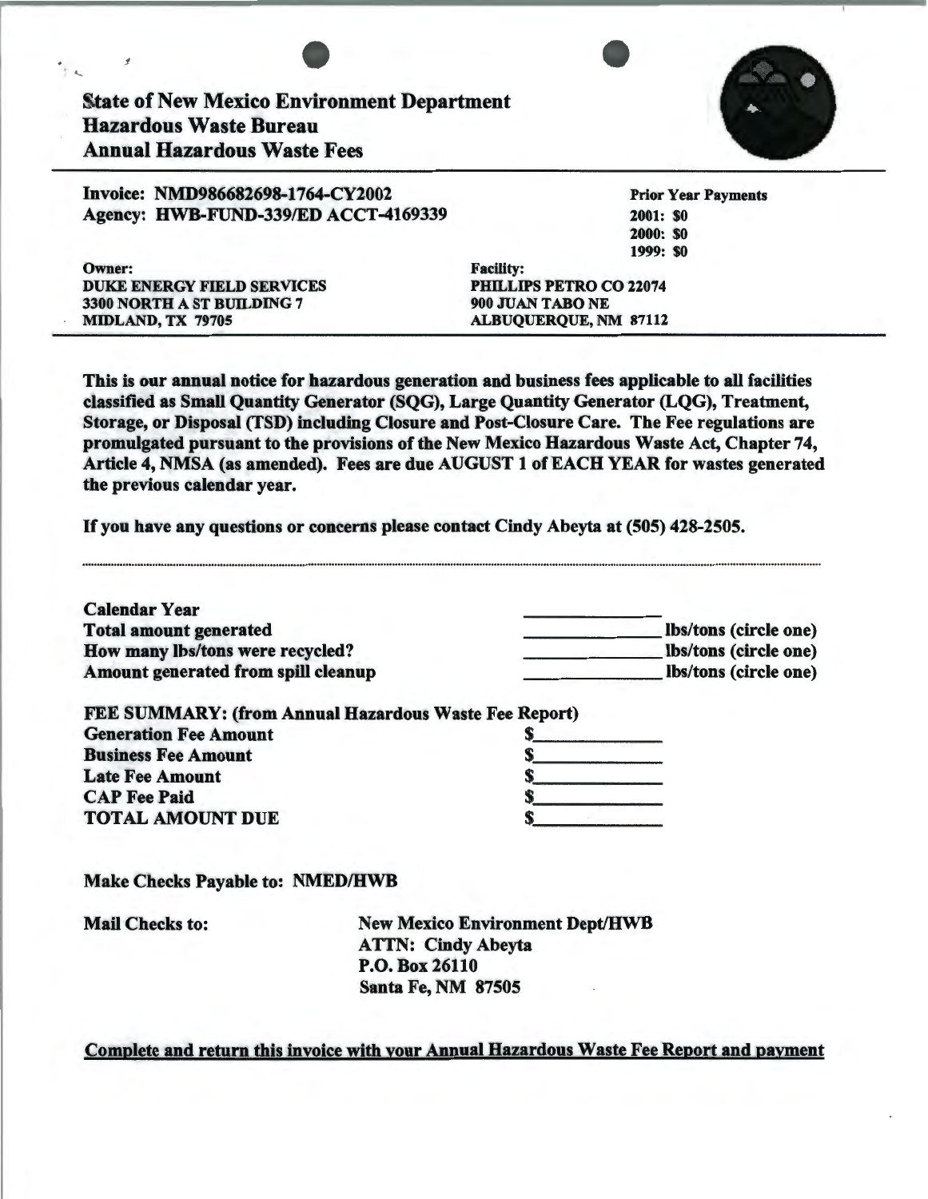# State of New Mexico Environment Department
# Hazardous Waste Bureau
# Annual Hazardous Waste Fees

**Invoice: NMD986682698-1764-CY2002**
**Agency: HWB-FUND-339/ED ACCT-4169339**

**Prior Year Payments**
**2001: $0**
**2000: $0**
**1999: $0**

**Owner:**
**DUKE ENERGY FIELD SERVICES**
**3300 NORTH A ST BUILDING 7**
**MIDLAND, TX 79705**

**Facility:**
**PHILLIPS PETRO CO 22074**
**900 JUAN TABO NE**
**ALBUQUERQUE, NM 87112**

**This is our annual notice for hazardous generation and business fees applicable to all facilities classified as Small Quantity Generator (SQG), Large Quantity Generator (LQG), Treatment, Storage, or Disposal (TSD) including Closure and Post-Closure Care. The Fee regulations are promulgated pursuant to the provisions of the New Mexico Hazardous Waste Act, Chapter 74, Article 4, NMSA (as amended). Fees are due AUGUST 1 of EACH YEAR for wastes generated the previous calendar year.**

**If you have any questions or concerns please contact Cindy Abeyta at (505) 428-2505.**

---

**Calendar Year** ______________
**Total amount generated** ______________ **lbs/tons (circle one)**
**How many lbs/tons were recycled?** ______________ **lbs/tons (circle one)**
**Amount generated from spill cleanup** ______________ **lbs/tons (circle one)**

**FEE SUMMARY: (from Annual Hazardous Waste Fee Report)**
**Generation Fee Amount** $______________
**Business Fee Amount** $______________
**Late Fee Amount** $______________
**CAP Fee Paid** $______________
**TOTAL AMOUNT DUE** $______________

**Make Checks Payable to: NMED/HWB**

**Mail Checks to:**
**New Mexico Environment Dept/HWB**
**ATTN: Cindy Abeyta**
**P.O. Box 26110**
**Santa Fe, NM 87505**

**Complete and return this invoice with your Annual Hazardous Waste Fee Report and payment**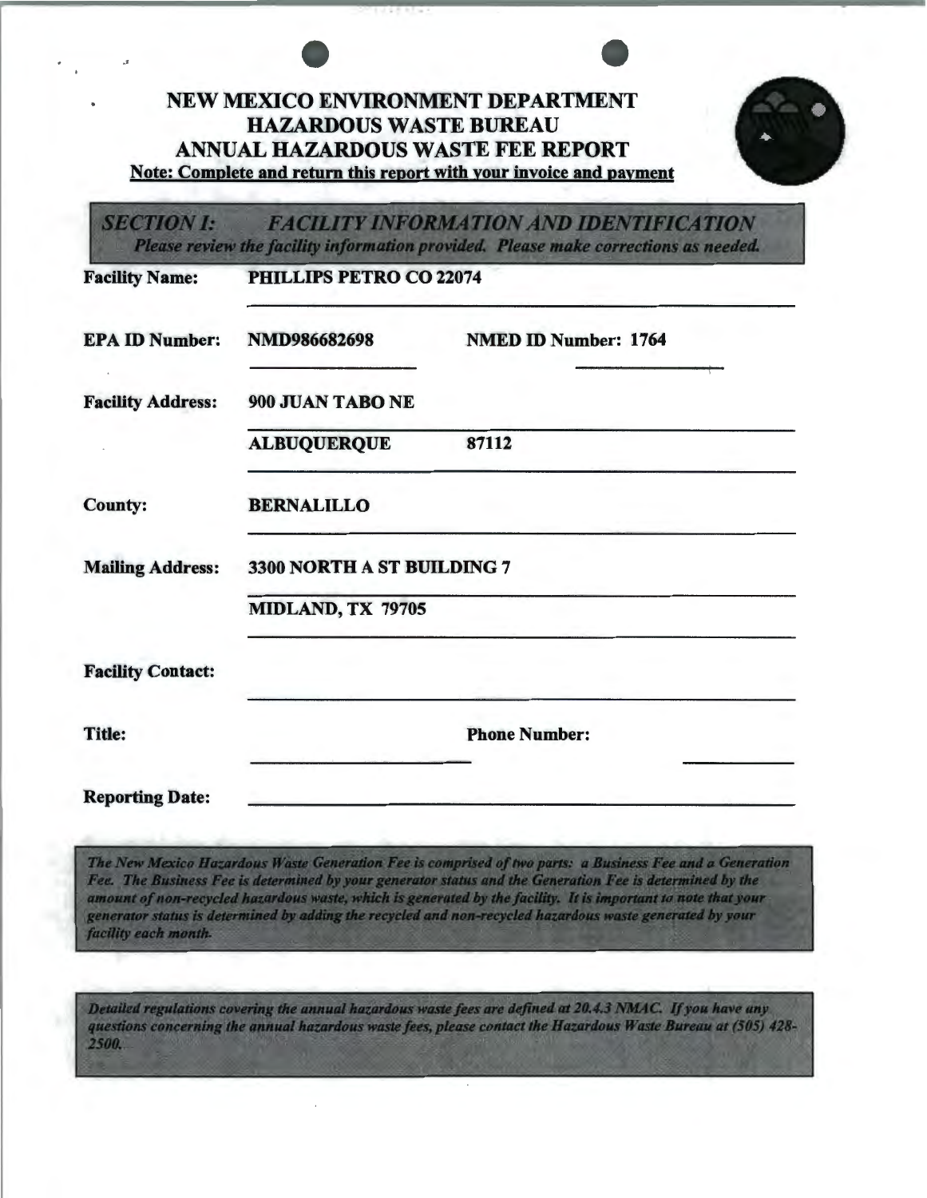# NEW MEXICO ENVIRONMENT DEPARTMENT
# HAZARDOUS WASTE BUREAU
# ANNUAL HAZARDOUS WASTE FEE REPORT

**Note: Complete and return this report with your invoice and payment**

## *SECTION I: FACILITY INFORMATION AND IDENTIFICATION*

***Please review the facility information provided. Please make corrections as needed.***

**Facility Name:** **PHILLIPS PETRO CO 22074**

**EPA ID Number:** **NMD986682698** **NMED ID Number: 1764**

**Facility Address:** **900 JUAN TABO NE**

**ALBUQUERQUE 87112**

**County:** **BERNALILLO**

**Mailing Address:** **3300 NORTH A ST BUILDING 7**

**MIDLAND, TX 79705**

**Facility Contact:**

**Title:** **Phone Number:**

**Reporting Date:**

*The New Mexico Hazardous Waste Generation Fee is comprised of two parts: a Business Fee and a Generation Fee. The Business Fee is determined by your generator status and the Generation Fee is determined by the amount of non-recycled hazardous waste, which is generated by the facility. It is important to note that your generator status is determined by adding the recycled and non-recycled hazardous waste generated by your facility each month.*

*Detailed regulations covering the annual hazardous waste fees are defined at 20.4.3 NMAC. If you have any questions concerning the annual hazardous waste fees, please contact the Hazardous Waste Bureau at (505) 428-2500.*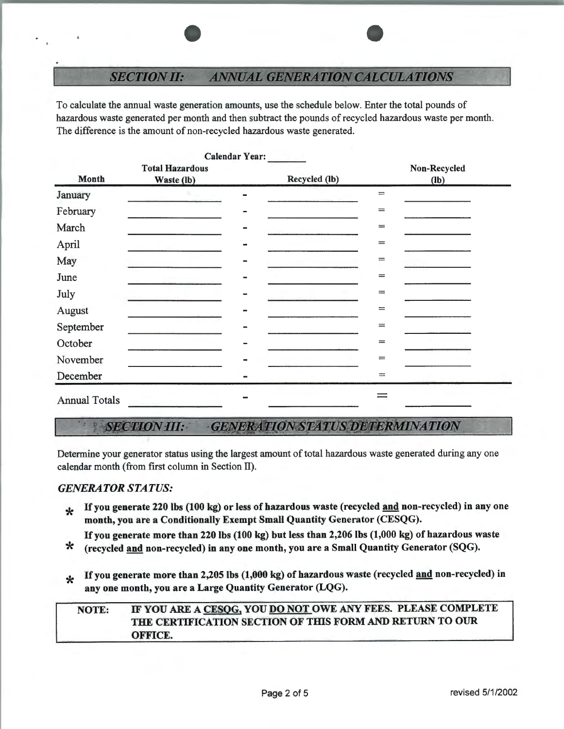## *SECTION II: ANNUAL GENERATION CALCULATIONS*

To calculate the annual waste generation amounts, use the schedule below. Enter the total pounds of hazardous waste generated per month and then subtract the pounds of recycled hazardous waste per month. The difference is the amount of non-recycled hazardous waste generated.

**Calendar Year:** _______

| Month | Total Hazardous Waste (lb) | | Recycled (lb) | | Non-Recycled (lb) |
|---|---|---|---|---|---|
| January | ________ | - | ________ | = | ________ |
| February | ________ | - | ________ | = | ________ |
| March | ________ | - | ________ | = | ________ |
| April | ________ | - | ________ | = | ________ |
| May | ________ | - | ________ | = | ________ |
| June | ________ | - | ________ | = | ________ |
| July | ________ | - | ________ | = | ________ |
| August | ________ | - | ________ | = | ________ |
| September | ________ | - | ________ | = | ________ |
| October | ________ | - | ________ | = | ________ |
| November | ________ | - | ________ | = | ________ |
| December | | - | | = | |
| Annual Totals | ________ | - | ________ | = | ________ |

## *SECTION III: GENERATION STATUS DETERMINATION*

Determine your generator status using the largest amount of total hazardous waste generated during any one calendar month (from first column in Section II).

***GENERATOR STATUS:***

- **If you generate 220 lbs (100 kg) or less of hazardous waste (recycled and non-recycled) in any one month, you are a Conditionally Exempt Small Quantity Generator (CESQG).**
- **If you generate more than 220 lbs (100 kg) but less than 2,206 lbs (1,000 kg) of hazardous waste (recycled and non-recycled) in any one month, you are a Small Quantity Generator (SQG).**
- **If you generate more than 2,205 lbs (1,000 kg) of hazardous waste (recycled and non-recycled) in any one month, you are a Large Quantity Generator (LQG).**

**NOTE: IF YOU ARE A CESQG, YOU DO NOT OWE ANY FEES. PLEASE COMPLETE THE CERTIFICATION SECTION OF THIS FORM AND RETURN TO OUR OFFICE.**

revised 5/1/2002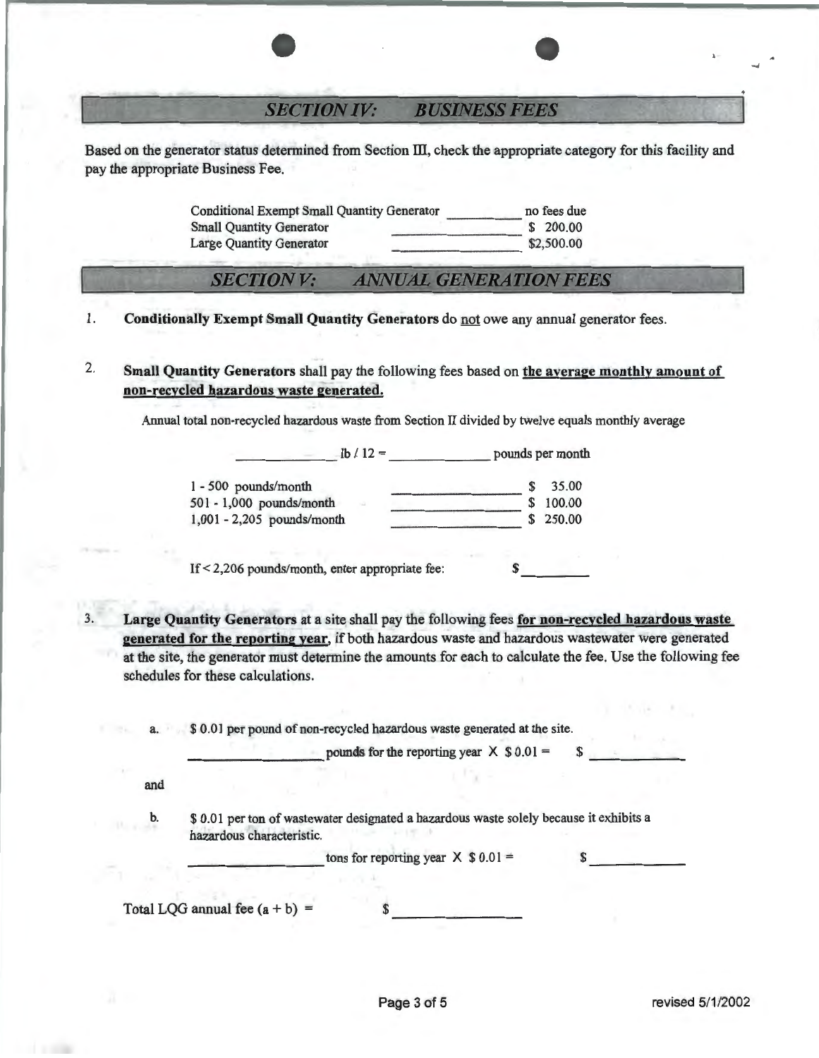## SECTION IV: BUSINESS FEES

Based on the generator status determined from Section III, check the appropriate category for this facility and pay the appropriate Business Fee.

| | | |
|---|---|---|
| Conditional Exempt Small Quantity Generator | _________ | no fees due |
| Small Quantity Generator | _________ | $ 200.00 |
| Large Quantity Generator | _________ | $2,500.00 |

## SECTION V: ANNUAL GENERATION FEES

1. **Conditionally Exempt Small Quantity Generators** do not owe any annual generator fees.

2. **Small Quantity Generators** shall pay the following fees based on **the average monthly amount of non-recycled hazardous waste generated.**

   Annual total non-recycled hazardous waste from Section II divided by twelve equals monthly average

   _________ lb / 12 = _________ pounds per month

   | | | |
   |---|---|---|
   | 1 - 500 pounds/month | _________ | $ 35.00 |
   | 501 - 1,000 pounds/month | _________ | $ 100.00 |
   | 1,001 - 2,205 pounds/month | _________ | $ 250.00 |

   If < 2,206 pounds/month, enter appropriate fee: $ _________

3. **Large Quantity Generators** at a site shall pay the following fees **for non-recycled hazardous waste generated for the reporting year**, if both hazardous waste and hazardous wastewater were generated at the site, the generator must determine the amounts for each to calculate the fee. Use the following fee schedules for these calculations.

   a. $ 0.01 per pound of non-recycled hazardous waste generated at the site.

   _________ pounds for the reporting year X $ 0.01 = $ _________

   and

   b. $ 0.01 per ton of wastewater designated a hazardous waste solely because it exhibits a hazardous characteristic.

   _________ tons for reporting year X $ 0.01 = $ _________

Total LQG annual fee (a + b) = $ _________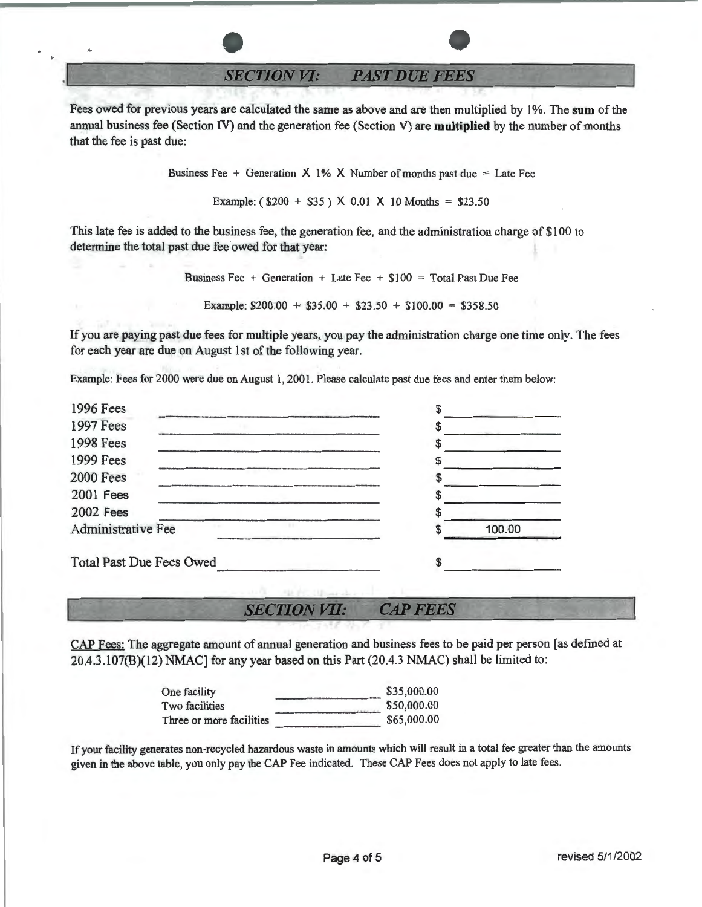## *SECTION VI: PAST DUE FEES*

Fees owed for previous years are calculated the same as above and are then multiplied by 1%. The **sum** of the annual business fee (Section IV) and the generation fee (Section V) are **multiplied** by the number of months that the fee is past due:

Business Fee + Generation X 1% X Number of months past due = Late Fee

Example: ( $200 + $35 ) X 0.01 X 10 Months = $23.50

This late fee is added to the business fee, the generation fee, and the administration charge of $100 to determine the total past due fee owed for that year:

Business Fee + Generation + Late Fee + $100 = Total Past Due Fee

Example: $200.00 + $35.00 + $23.50 + $100.00 = $358.50

If you are paying past due fees for multiple years, you pay the administration charge one time only. The fees for each year are due on August 1st of the following year.

Example: Fees for 2000 were due on August 1, 2001. Please calculate past due fees and enter them below:

| | |
|---|---|
| 1996 Fees | $ |
| 1997 Fees | $ |
| 1998 Fees | $ |
| 1999 Fees | $ |
| 2000 Fees | $ |
| 2001 Fees | $ |
| 2002 Fees | $ |
| Administrative Fee | $ 100.00 |
| Total Past Due Fees Owed | $ |

## *SECTION VII: CAP FEES*

CAP Fees: The aggregate amount of annual generation and business fees to be paid per person [as defined at 20.4.3.107(B)(12) NMAC] for any year based on this Part (20.4.3 NMAC) shall be limited to:

| | |
|---|---|
| One facility | $35,000.00 |
| Two facilities | $50,000.00 |
| Three or more facilities | $65,000.00 |

If your facility generates non-recycled hazardous waste in amounts which will result in a total fee greater than the amounts given in the above table, you only pay the CAP Fee indicated. These CAP Fees does not apply to late fees.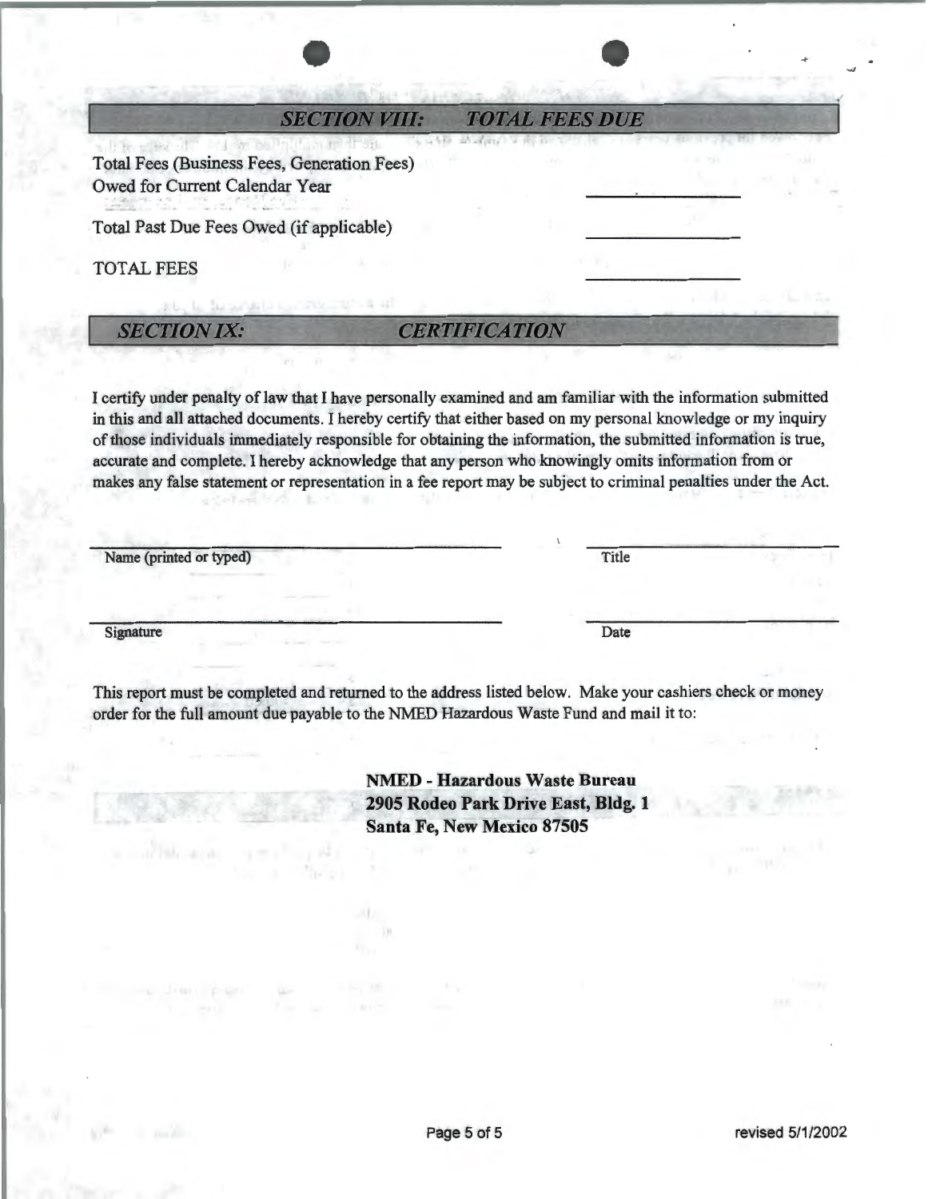## *SECTION VIII: TOTAL FEES DUE*

Total Fees (Business Fees, Generation Fees)
Owed for Current Calendar Year ______________

Total Past Due Fees Owed (if applicable) ______________

TOTAL FEES ______________

## *SECTION IX: CERTIFICATION*

I certify under penalty of law that I have personally examined and am familiar with the information submitted in this and all attached documents. I hereby certify that either based on my personal knowledge or my inquiry of those individuals immediately responsible for obtaining the information, the submitted information is true, accurate and complete. I hereby acknowledge that any person who knowingly omits information from or makes any false statement or representation in a fee report may be subject to criminal penalties under the Act.

| | |
|---|---|
| ______________________________ | ______________________________ |
| Name (printed or typed) | Title |
| ______________________________ | ______________________________ |
| Signature | Date |

This report must be completed and returned to the address listed below. Make your cashiers check or money order for the full amount due payable to the NMED Hazardous Waste Fund and mail it to:

**NMED - Hazardous Waste Bureau**
**2905 Rodeo Park Drive East, Bldg. 1**
**Santa Fe, New Mexico 87505**

revised 5/1/2002